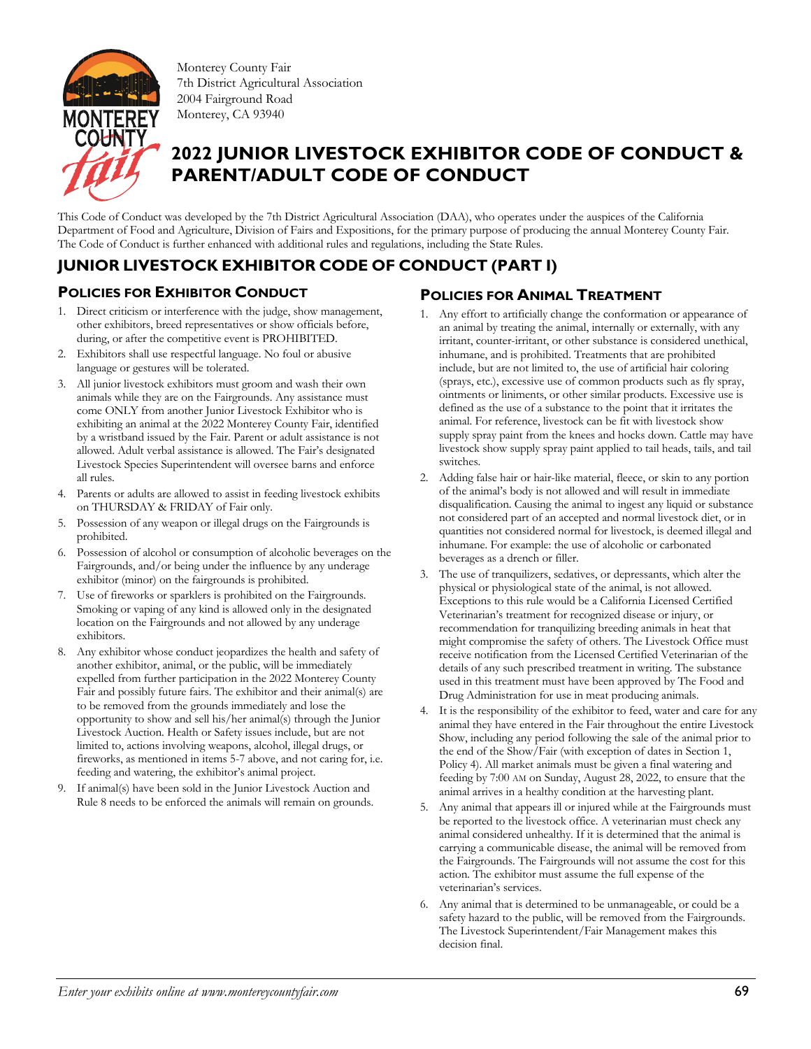Monterey County Fair
7th District Agricultural Association
2004 Fairground Road
Monterey, CA 93940

# 2022 JUNIOR LIVESTOCK EXHIBITOR CODE OF CONDUCT & PARENT/ADULT CODE OF CONDUCT

This Code of Conduct was developed by the 7th District Agricultural Association (DAA), who operates under the auspices of the California Department of Food and Agriculture, Division of Fairs and Expositions, for the primary purpose of producing the annual Monterey County Fair. The Code of Conduct is further enhanced with additional rules and regulations, including the State Rules.

## JUNIOR LIVESTOCK EXHIBITOR CODE OF CONDUCT (PART I)

### Policies for Exhibitor Conduct

1. Direct criticism or interference with the judge, show management, other exhibitors, breed representatives or show officials before, during, or after the competitive event is PROHIBITED.
2. Exhibitors shall use respectful language. No foul or abusive language or gestures will be tolerated.
3. All junior livestock exhibitors must groom and wash their own animals while they are on the Fairgrounds. Any assistance must come ONLY from another Junior Livestock Exhibitor who is exhibiting an animal at the 2022 Monterey County Fair, identified by a wristband issued by the Fair. Parent or adult assistance is not allowed. Adult verbal assistance is allowed. The Fair's designated Livestock Species Superintendent will oversee barns and enforce all rules.
4. Parents or adults are allowed to assist in feeding livestock exhibits on THURSDAY & FRIDAY of Fair only.
5. Possession of any weapon or illegal drugs on the Fairgrounds is prohibited.
6. Possession of alcohol or consumption of alcoholic beverages on the Fairgrounds, and/or being under the influence by any underage exhibitor (minor) on the fairgrounds is prohibited.
7. Use of fireworks or sparklers is prohibited on the Fairgrounds. Smoking or vaping of any kind is allowed only in the designated location on the Fairgrounds and not allowed by any underage exhibitors.
8. Any exhibitor whose conduct jeopardizes the health and safety of another exhibitor, animal, or the public, will be immediately expelled from further participation in the 2022 Monterey County Fair and possibly future fairs. The exhibitor and their animal(s) are to be removed from the grounds immediately and lose the opportunity to show and sell his/her animal(s) through the Junior Livestock Auction. Health or Safety issues include, but are not limited to, actions involving weapons, alcohol, illegal drugs, or fireworks, as mentioned in items 5-7 above, and not caring for, i.e. feeding and watering, the exhibitor's animal project.
9. If animal(s) have been sold in the Junior Livestock Auction and Rule 8 needs to be enforced the animals will remain on grounds.

### Policies for Animal Treatment

1. Any effort to artificially change the conformation or appearance of an animal by treating the animal, internally or externally, with any irritant, counter-irritant, or other substance is considered unethical, inhumane, and is prohibited. Treatments that are prohibited include, but are not limited to, the use of artificial hair coloring (sprays, etc.), excessive use of common products such as fly spray, ointments or liniments, or other similar products. Excessive use is defined as the use of a substance to the point that it irritates the animal. For reference, livestock can be fit with livestock show supply spray paint from the knees and hocks down. Cattle may have livestock show supply spray paint applied to tail heads, tails, and tail switches.
2. Adding false hair or hair-like material, fleece, or skin to any portion of the animal's body is not allowed and will result in immediate disqualification. Causing the animal to ingest any liquid or substance not considered part of an accepted and normal livestock diet, or in quantities not considered normal for livestock, is deemed illegal and inhumane. For example: the use of alcoholic or carbonated beverages as a drench or filler.
3. The use of tranquilizers, sedatives, or depressants, which alter the physical or physiological state of the animal, is not allowed. Exceptions to this rule would be a California Licensed Certified Veterinarian's treatment for recognized disease or injury, or recommendation for tranquilizing breeding animals in heat that might compromise the safety of others. The Livestock Office must receive notification from the Licensed Certified Veterinarian of the details of any such prescribed treatment in writing. The substance used in this treatment must have been approved by The Food and Drug Administration for use in meat producing animals.
4. It is the responsibility of the exhibitor to feed, water and care for any animal they have entered in the Fair throughout the entire Livestock Show, including any period following the sale of the animal prior to the end of the Show/Fair (with exception of dates in Section 1, Policy 4). All market animals must be given a final watering and feeding by 7:00 AM on Sunday, August 28, 2022, to ensure that the animal arrives in a healthy condition at the harvesting plant.
5. Any animal that appears ill or injured while at the Fairgrounds must be reported to the livestock office. A veterinarian must check any animal considered unhealthy. If it is determined that the animal is carrying a communicable disease, the animal will be removed from the Fairgrounds. The Fairgrounds will not assume the cost for this action. The exhibitor must assume the full expense of the veterinarian's services.
6. Any animal that is determined to be unmanageable, or could be a safety hazard to the public, will be removed from the Fairgrounds. The Livestock Superintendent/Fair Management makes this decision final.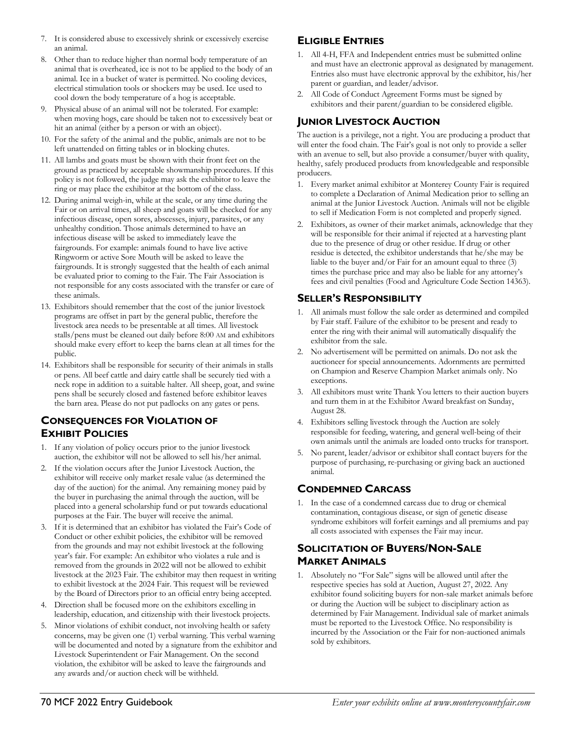7. It is considered abuse to excessively shrink or excessively exercise an animal.
8. Other than to reduce higher than normal body temperature of an animal that is overheated, ice is not to be applied to the body of an animal. Ice in a bucket of water is permitted. No cooling devices, electrical stimulation tools or shockers may be used. Ice used to cool down the body temperature of a hog is acceptable.
9. Physical abuse of an animal will not be tolerated. For example: when moving hogs, care should be taken not to excessively beat or hit an animal (either by a person or with an object).
10. For the safety of the animal and the public, animals are not to be left unattended on fitting tables or in blocking chutes.
11. All lambs and goats must be shown with their front feet on the ground as practiced by acceptable showmanship procedures. If this policy is not followed, the judge may ask the exhibitor to leave the ring or may place the exhibitor at the bottom of the class.
12. During animal weigh-in, while at the scale, or any time during the Fair or on arrival times, all sheep and goats will be checked for any infectious disease, open sores, abscesses, injury, parasites, or any unhealthy condition. Those animals determined to have an infectious disease will be asked to immediately leave the fairgrounds. For example: animals found to have live active Ringworm or active Sore Mouth will be asked to leave the fairgrounds. It is strongly suggested that the health of each animal be evaluated prior to coming to the Fair. The Fair Association is not responsible for any costs associated with the transfer or care of these animals.
13. Exhibitors should remember that the cost of the junior livestock programs are offset in part by the general public, therefore the livestock area needs to be presentable at all times. All livestock stalls/pens must be cleaned out daily before 8:00 AM and exhibitors should make every effort to keep the barns clean at all times for the public.
14. Exhibitors shall be responsible for security of their animals in stalls or pens. All beef cattle and dairy cattle shall be securely tied with a neck rope in addition to a suitable halter. All sheep, goat, and swine pens shall be securely closed and fastened before exhibitor leaves the barn area. Please do not put padlocks on any gates or pens.

## Consequences for Violation of Exhibit Policies

1. If any violation of policy occurs prior to the junior livestock auction, the exhibitor will not be allowed to sell his/her animal.
2. If the violation occurs after the Junior Livestock Auction, the exhibitor will receive only market resale value (as determined the day of the auction) for the animal. Any remaining money paid by the buyer in purchasing the animal through the auction, will be placed into a general scholarship fund or put towards educational purposes at the Fair. The buyer will receive the animal.
3. If it is determined that an exhibitor has violated the Fair's Code of Conduct or other exhibit policies, the exhibitor will be removed from the grounds and may not exhibit livestock at the following year's fair. For example: An exhibitor who violates a rule and is removed from the grounds in 2022 will not be allowed to exhibit livestock at the 2023 Fair. The exhibitor may then request in writing to exhibit livestock at the 2024 Fair. This request will be reviewed by the Board of Directors prior to an official entry being accepted.
4. Direction shall be focused more on the exhibitors excelling in leadership, education, and citizenship with their livestock projects.
5. Minor violations of exhibit conduct, not involving health or safety concerns, may be given one (1) verbal warning. This verbal warning will be documented and noted by a signature from the exhibitor and Livestock Superintendent or Fair Management. On the second violation, the exhibitor will be asked to leave the fairgrounds and any awards and/or auction check will be withheld.

## Eligible Entries

1. All 4-H, FFA and Independent entries must be submitted online and must have an electronic approval as designated by management. Entries also must have electronic approval by the exhibitor, his/her parent or guardian, and leader/advisor.
2. All Code of Conduct Agreement Forms must be signed by exhibitors and their parent/guardian to be considered eligible.

## Junior Livestock Auction

The auction is a privilege, not a right. You are producing a product that will enter the food chain. The Fair's goal is not only to provide a seller with an avenue to sell, but also provide a consumer/buyer with quality, healthy, safely produced products from knowledgeable and responsible producers.

1. Every market animal exhibitor at Monterey County Fair is required to complete a Declaration of Animal Medication prior to selling an animal at the Junior Livestock Auction. Animals will not be eligible to sell if Medication Form is not completed and properly signed.
2. Exhibitors, as owner of their market animals, acknowledge that they will be responsible for their animal if rejected at a harvesting plant due to the presence of drug or other residue. If drug or other residue is detected, the exhibitor understands that he/she may be liable to the buyer and/or Fair for an amount equal to three (3) times the purchase price and may also be liable for any attorney's fees and civil penalties (Food and Agriculture Code Section 14363).

## Seller's Responsibility

1. All animals must follow the sale order as determined and compiled by Fair staff. Failure of the exhibitor to be present and ready to enter the ring with their animal will automatically disqualify the exhibitor from the sale.
2. No advertisement will be permitted on animals. Do not ask the auctioneer for special announcements. Adornments are permitted on Champion and Reserve Champion Market animals only. No exceptions.
3. All exhibitors must write Thank You letters to their auction buyers and turn them in at the Exhibitor Award breakfast on Sunday, August 28.
4. Exhibitors selling livestock through the Auction are solely responsible for feeding, watering, and general well-being of their own animals until the animals are loaded onto trucks for transport.
5. No parent, leader/advisor or exhibitor shall contact buyers for the purpose of purchasing, re-purchasing or giving back an auctioned animal.

## Condemned Carcass

1. In the case of a condemned carcass due to drug or chemical contamination, contagious disease, or sign of genetic disease syndrome exhibitors will forfeit earnings and all premiums and pay all costs associated with expenses the Fair may incur.

## Solicitation of Buyers/Non-Sale Market Animals

1. Absolutely no "For Sale" signs will be allowed until after the respective species has sold at Auction, August 27, 2022. Any exhibitor found soliciting buyers for non-sale market animals before or during the Auction will be subject to disciplinary action as determined by Fair Management. Individual sale of market animals must be reported to the Livestock Office. No responsibility is incurred by the Association or the Fair for non-auctioned animals sold by exhibitors.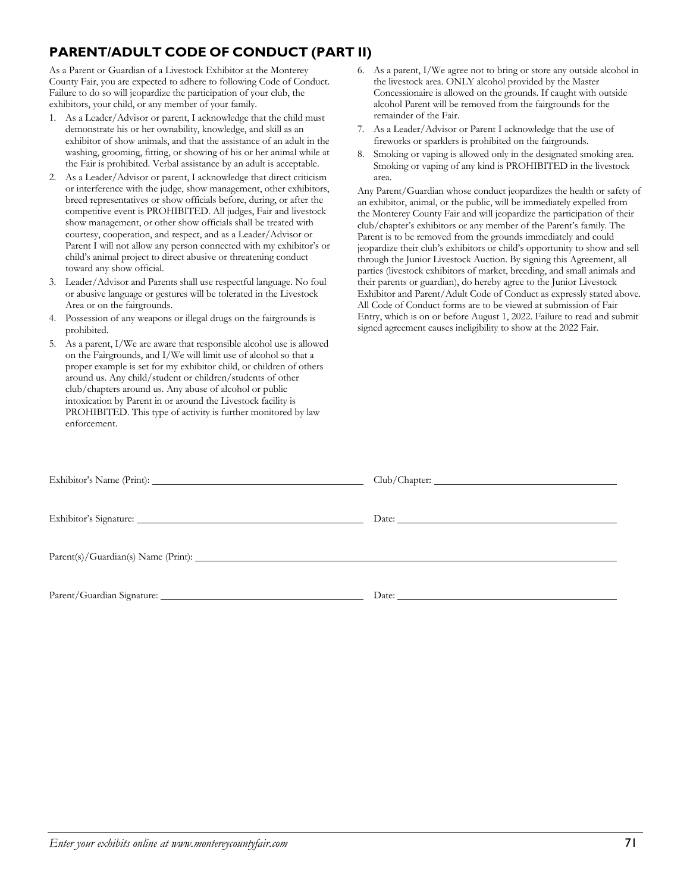## PARENT/ADULT CODE OF CONDUCT (PART II)

As a Parent or Guardian of a Livestock Exhibitor at the Monterey County Fair, you are expected to adhere to following Code of Conduct. Failure to do so will jeopardize the participation of your club, the exhibitors, your child, or any member of your family.

1. As a Leader/Advisor or parent, I acknowledge that the child must demonstrate his or her ownability, knowledge, and skill as an exhibitor of show animals, and that the assistance of an adult in the washing, grooming, fitting, or showing of his or her animal while at the Fair is prohibited. Verbal assistance by an adult is acceptable.
2. As a Leader/Advisor or parent, I acknowledge that direct criticism or interference with the judge, show management, other exhibitors, breed representatives or show officials before, during, or after the competitive event is PROHIBITED. All judges, Fair and livestock show management, or other show officials shall be treated with courtesy, cooperation, and respect, and as a Leader/Advisor or Parent I will not allow any person connected with my exhibitor's or child's animal project to direct abusive or threatening conduct toward any show official.
3. Leader/Advisor and Parents shall use respectful language. No foul or abusive language or gestures will be tolerated in the Livestock Area or on the fairgrounds.
4. Possession of any weapons or illegal drugs on the fairgrounds is prohibited.
5. As a parent, I/We are aware that responsible alcohol use is allowed on the Fairgrounds, and I/We will limit use of alcohol so that a proper example is set for my exhibitor child, or children of others around us. Any child/student or children/students of other club/chapters around us. Any abuse of alcohol or public intoxication by Parent in or around the Livestock facility is PROHIBITED. This type of activity is further monitored by law enforcement.
6. As a parent, I/We agree not to bring or store any outside alcohol in the livestock area. ONLY alcohol provided by the Master Concessionaire is allowed on the grounds. If caught with outside alcohol Parent will be removed from the fairgrounds for the remainder of the Fair.
7. As a Leader/Advisor or Parent I acknowledge that the use of fireworks or sparklers is prohibited on the fairgrounds.
8. Smoking or vaping is allowed only in the designated smoking area. Smoking or vaping of any kind is PROHIBITED in the livestock area.

Any Parent/Guardian whose conduct jeopardizes the health or safety of an exhibitor, animal, or the public, will be immediately expelled from the Monterey County Fair and will jeopardize the participation of their club/chapter's exhibitors or any member of the Parent's family. The Parent is to be removed from the grounds immediately and could jeopardize their club's exhibitors or child's opportunity to show and sell through the Junior Livestock Auction. By signing this Agreement, all parties (livestock exhibitors of market, breeding, and small animals and their parents or guardian), do hereby agree to the Junior Livestock Exhibitor and Parent/Adult Code of Conduct as expressly stated above. All Code of Conduct forms are to be viewed at submission of Fair Entry, which is on or before August 1, 2022. Failure to read and submit signed agreement causes ineligibility to show at the 2022 Fair.

Exhibitor's Name (Print): ______________________________ Club/Chapter: ______________________________

Exhibitor's Signature: ______________________________ Date: ______________________________

Parent(s)/Guardian(s) Name (Print): ____________________________________________________________

Parent/Guardian Signature: ______________________________ Date: ______________________________

*Enter your exhibits online at www.montereycountyfair.com*